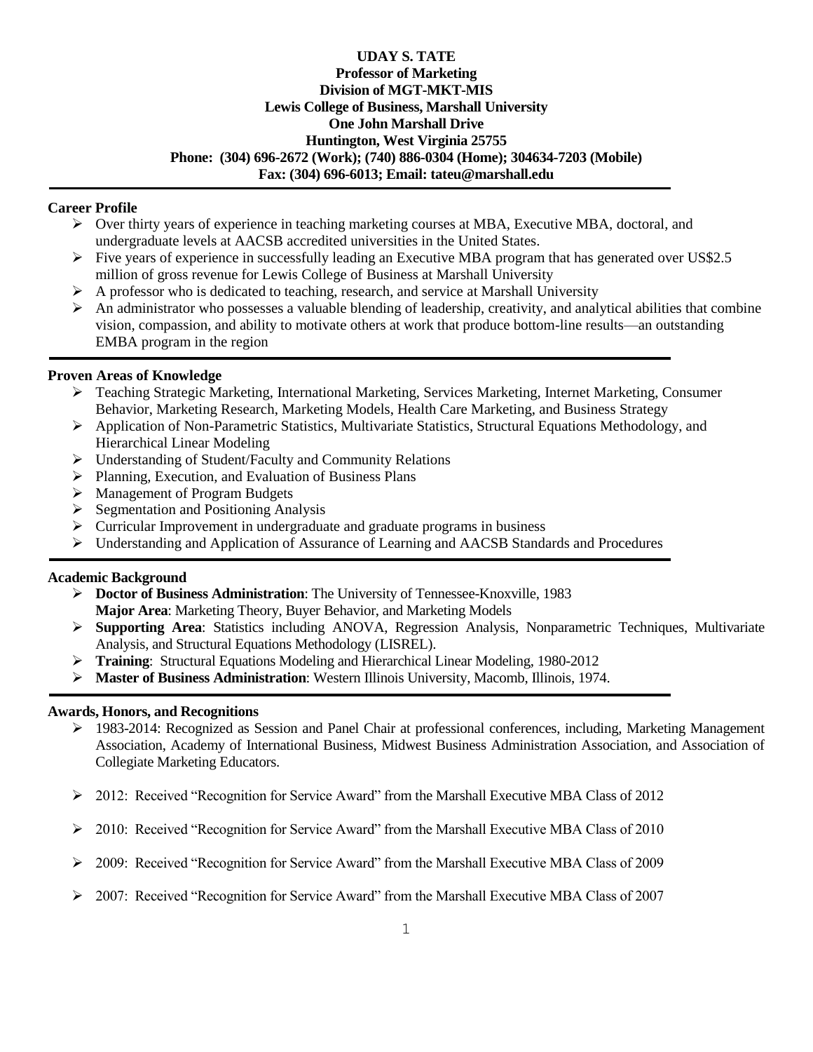**UDAY S. TATE**
**Professor of Marketing**
**Division of MGT-MKT-MIS**
**Lewis College of Business, Marshall University**
**One John Marshall Drive**
**Huntington, West Virginia 25755**
**Phone: (304) 696-2672 (Work); (740) 886-0304 (Home); 304634-7203 (Mobile)**
**Fax: (304) 696-6013; Email: tateu@marshall.edu**

---

## Career Profile

- Over thirty years of experience in teaching marketing courses at MBA, Executive MBA, doctoral, and undergraduate levels at AACSB accredited universities in the United States.
- Five years of experience in successfully leading an Executive MBA program that has generated over US$2.5 million of gross revenue for Lewis College of Business at Marshall University
- A professor who is dedicated to teaching, research, and service at Marshall University
- An administrator who possesses a valuable blending of leadership, creativity, and analytical abilities that combine vision, compassion, and ability to motivate others at work that produce bottom-line results—an outstanding EMBA program in the region

---

## Proven Areas of Knowledge

- Teaching Strategic Marketing, International Marketing, Services Marketing, Internet Marketing, Consumer Behavior, Marketing Research, Marketing Models, Health Care Marketing, and Business Strategy
- Application of Non-Parametric Statistics, Multivariate Statistics, Structural Equations Methodology, and Hierarchical Linear Modeling
- Understanding of Student/Faculty and Community Relations
- Planning, Execution, and Evaluation of Business Plans
- Management of Program Budgets
- Segmentation and Positioning Analysis
- Curricular Improvement in undergraduate and graduate programs in business
- Understanding and Application of Assurance of Learning and AACSB Standards and Procedures

---

## Academic Background

- **Doctor of Business Administration**: The University of Tennessee-Knoxville, 1983
  **Major Area**: Marketing Theory, Buyer Behavior, and Marketing Models
- **Supporting Area**: Statistics including ANOVA, Regression Analysis, Nonparametric Techniques, Multivariate Analysis, and Structural Equations Methodology (LISREL).
- **Training**: Structural Equations Modeling and Hierarchical Linear Modeling, 1980-2012
- **Master of Business Administration**: Western Illinois University, Macomb, Illinois, 1974.

---

## Awards, Honors, and Recognitions

- 1983-2014: Recognized as Session and Panel Chair at professional conferences, including, Marketing Management Association, Academy of International Business, Midwest Business Administration Association, and Association of Collegiate Marketing Educators.
- 2012: Received "Recognition for Service Award" from the Marshall Executive MBA Class of 2012
- 2010: Received "Recognition for Service Award" from the Marshall Executive MBA Class of 2010
- 2009: Received "Recognition for Service Award" from the Marshall Executive MBA Class of 2009
- 2007: Received "Recognition for Service Award" from the Marshall Executive MBA Class of 2007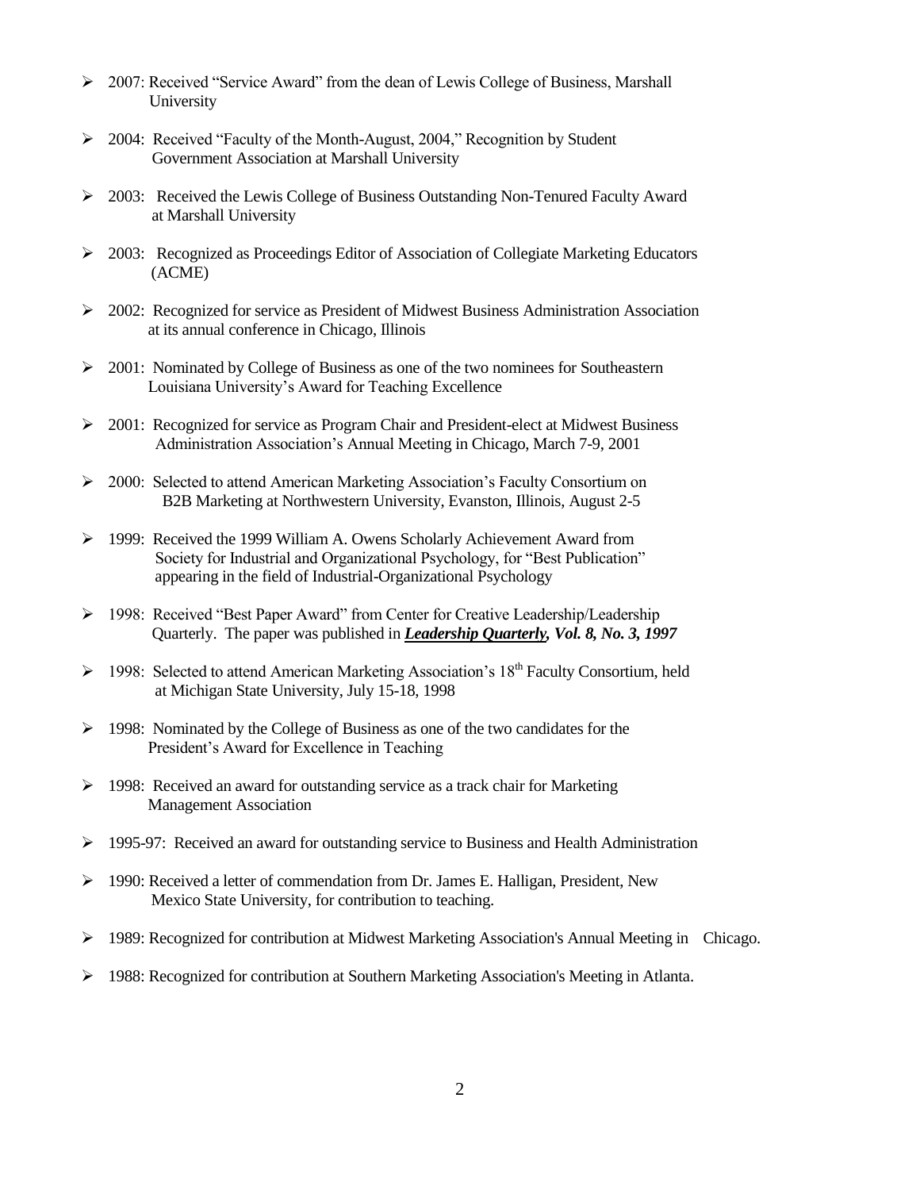- 2007: Received "Service Award" from the dean of Lewis College of Business, Marshall University
- 2004: Received "Faculty of the Month-August, 2004," Recognition by Student Government Association at Marshall University
- 2003: Received the Lewis College of Business Outstanding Non-Tenured Faculty Award at Marshall University
- 2003: Recognized as Proceedings Editor of Association of Collegiate Marketing Educators (ACME)
- 2002: Recognized for service as President of Midwest Business Administration Association at its annual conference in Chicago, Illinois
- 2001: Nominated by College of Business as one of the two nominees for Southeastern Louisiana University's Award for Teaching Excellence
- 2001: Recognized for service as Program Chair and President-elect at Midwest Business Administration Association's Annual Meeting in Chicago, March 7-9, 2001
- 2000: Selected to attend American Marketing Association's Faculty Consortium on B2B Marketing at Northwestern University, Evanston, Illinois, August 2-5
- 1999: Received the 1999 William A. Owens Scholarly Achievement Award from Society for Industrial and Organizational Psychology, for "Best Publication" appearing in the field of Industrial-Organizational Psychology
- 1998: Received "Best Paper Award" from Center for Creative Leadership/Leadership Quarterly. The paper was published in ***Leadership Quarterly*, *Vol. 8, No. 3, 1997***
- 1998: Selected to attend American Marketing Association's 18th Faculty Consortium, held at Michigan State University, July 15-18, 1998
- 1998: Nominated by the College of Business as one of the two candidates for the President's Award for Excellence in Teaching
- 1998: Received an award for outstanding service as a track chair for Marketing Management Association
- 1995-97: Received an award for outstanding service to Business and Health Administration
- 1990: Received a letter of commendation from Dr. James E. Halligan, President, New Mexico State University, for contribution to teaching.
- 1989: Recognized for contribution at Midwest Marketing Association's Annual Meeting in Chicago.
- 1988: Recognized for contribution at Southern Marketing Association's Meeting in Atlanta.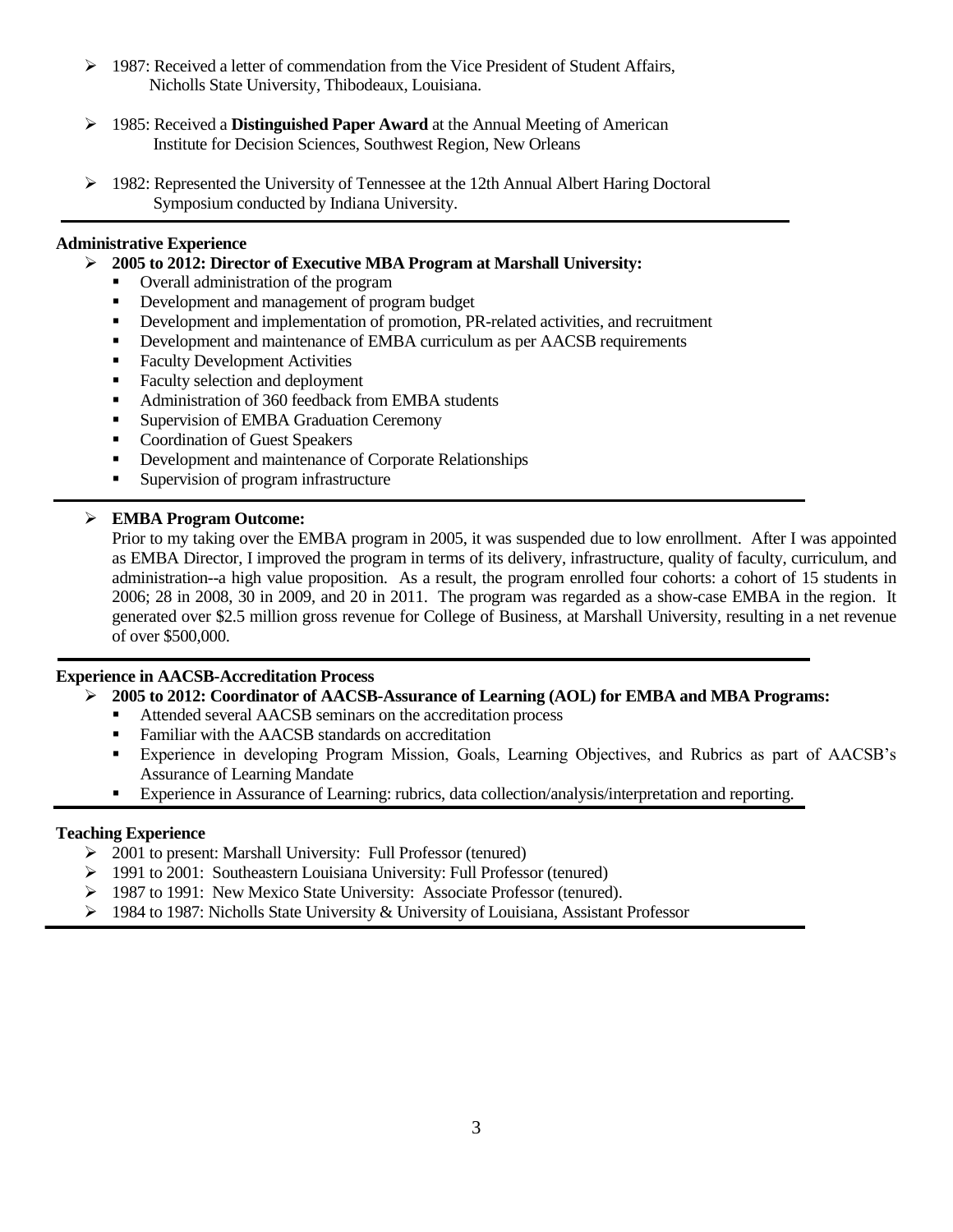- 1987: Received a letter of commendation from the Vice President of Student Affairs, Nicholls State University, Thibodeaux, Louisiana.

- 1985: Received a **Distinguished Paper Award** at the Annual Meeting of American Institute for Decision Sciences, Southwest Region, New Orleans

- 1982: Represented the University of Tennessee at the 12th Annual Albert Haring Doctoral Symposium conducted by Indiana University.

---

**Administrative Experience**

- **2005 to 2012: Director of Executive MBA Program at Marshall University:**
  - Overall administration of the program
  - Development and management of program budget
  - Development and implementation of promotion, PR-related activities, and recruitment
  - Development and maintenance of EMBA curriculum as per AACSB requirements
  - Faculty Development Activities
  - Faculty selection and deployment
  - Administration of 360 feedback from EMBA students
  - Supervision of EMBA Graduation Ceremony
  - Coordination of Guest Speakers
  - Development and maintenance of Corporate Relationships
  - Supervision of program infrastructure

---

- **EMBA Program Outcome:**

  Prior to my taking over the EMBA program in 2005, it was suspended due to low enrollment. After I was appointed as EMBA Director, I improved the program in terms of its delivery, infrastructure, quality of faculty, curriculum, and administration--a high value proposition. As a result, the program enrolled four cohorts: a cohort of 15 students in 2006; 28 in 2008, 30 in 2009, and 20 in 2011. The program was regarded as a show-case EMBA in the region. It generated over $2.5 million gross revenue for College of Business, at Marshall University, resulting in a net revenue of over $500,000.

---

**Experience in AACSB-Accreditation Process**

- **2005 to 2012: Coordinator of AACSB-Assurance of Learning (AOL) for EMBA and MBA Programs:**
  - Attended several AACSB seminars on the accreditation process
  - Familiar with the AACSB standards on accreditation
  - Experience in developing Program Mission, Goals, Learning Objectives, and Rubrics as part of AACSB's Assurance of Learning Mandate
  - Experience in Assurance of Learning: rubrics, data collection/analysis/interpretation and reporting.

---

**Teaching Experience**

- 2001 to present: Marshall University: Full Professor (tenured)
- 1991 to 2001: Southeastern Louisiana University: Full Professor (tenured)
- 1987 to 1991: New Mexico State University: Associate Professor (tenured).
- 1984 to 1987: Nicholls State University & University of Louisiana, Assistant Professor

---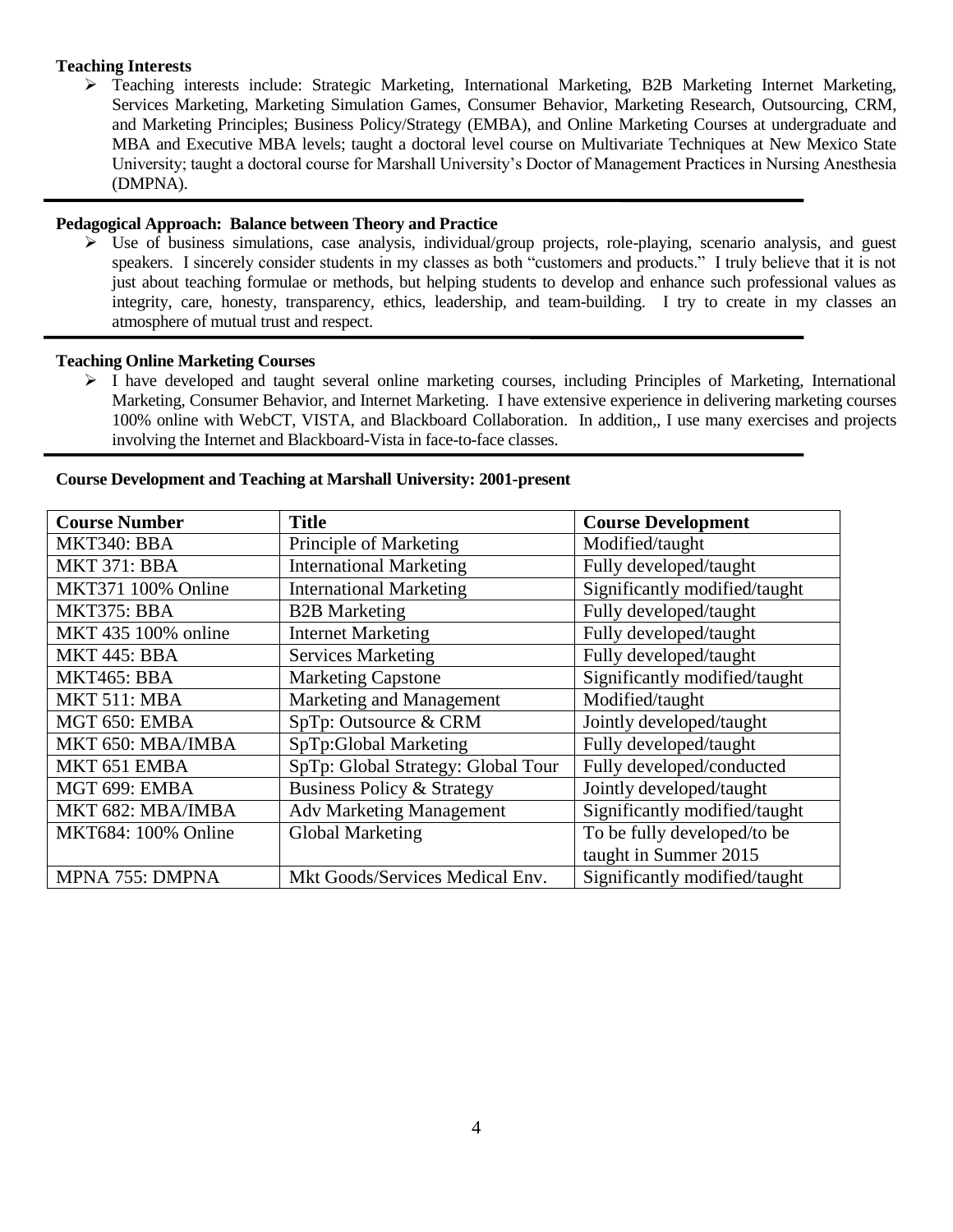**Teaching Interests**

- Teaching interests include: Strategic Marketing, International Marketing, B2B Marketing Internet Marketing, Services Marketing, Marketing Simulation Games, Consumer Behavior, Marketing Research, Outsourcing, CRM, and Marketing Principles; Business Policy/Strategy (EMBA), and Online Marketing Courses at undergraduate and MBA and Executive MBA levels; taught a doctoral level course on Multivariate Techniques at New Mexico State University; taught a doctoral course for Marshall University's Doctor of Management Practices in Nursing Anesthesia (DMPNA).

**Pedagogical Approach: Balance between Theory and Practice**

- Use of business simulations, case analysis, individual/group projects, role-playing, scenario analysis, and guest speakers. I sincerely consider students in my classes as both "customers and products." I truly believe that it is not just about teaching formulae or methods, but helping students to develop and enhance such professional values as integrity, care, honesty, transparency, ethics, leadership, and team-building. I try to create in my classes an atmosphere of mutual trust and respect.

**Teaching Online Marketing Courses**

- I have developed and taught several online marketing courses, including Principles of Marketing, International Marketing, Consumer Behavior, and Internet Marketing. I have extensive experience in delivering marketing courses 100% online with WebCT, VISTA, and Blackboard Collaboration. In addition,, I use many exercises and projects involving the Internet and Blackboard-Vista in face-to-face classes.

**Course Development and Teaching at Marshall University: 2001-present**

| Course Number | Title | Course Development |
|---|---|---|
| MKT340: BBA | Principle of Marketing | Modified/taught |
| MKT 371: BBA | International Marketing | Fully developed/taught |
| MKT371 100% Online | International Marketing | Significantly modified/taught |
| MKT375: BBA | B2B Marketing | Fully developed/taught |
| MKT 435 100% online | Internet Marketing | Fully developed/taught |
| MKT 445: BBA | Services Marketing | Fully developed/taught |
| MKT465: BBA | Marketing Capstone | Significantly modified/taught |
| MKT 511: MBA | Marketing and Management | Modified/taught |
| MGT 650: EMBA | SpTp: Outsource & CRM | Jointly developed/taught |
| MKT 650: MBA/IMBA | SpTp:Global Marketing | Fully developed/taught |
| MKT 651 EMBA | SpTp: Global Strategy: Global Tour | Fully developed/conducted |
| MGT 699: EMBA | Business Policy & Strategy | Jointly developed/taught |
| MKT 682: MBA/IMBA | Adv Marketing Management | Significantly modified/taught |
| MKT684: 100% Online | Global Marketing | To be fully developed/to be taught in Summer 2015 |
| MPNA 755: DMPNA | Mkt Goods/Services Medical Env. | Significantly modified/taught |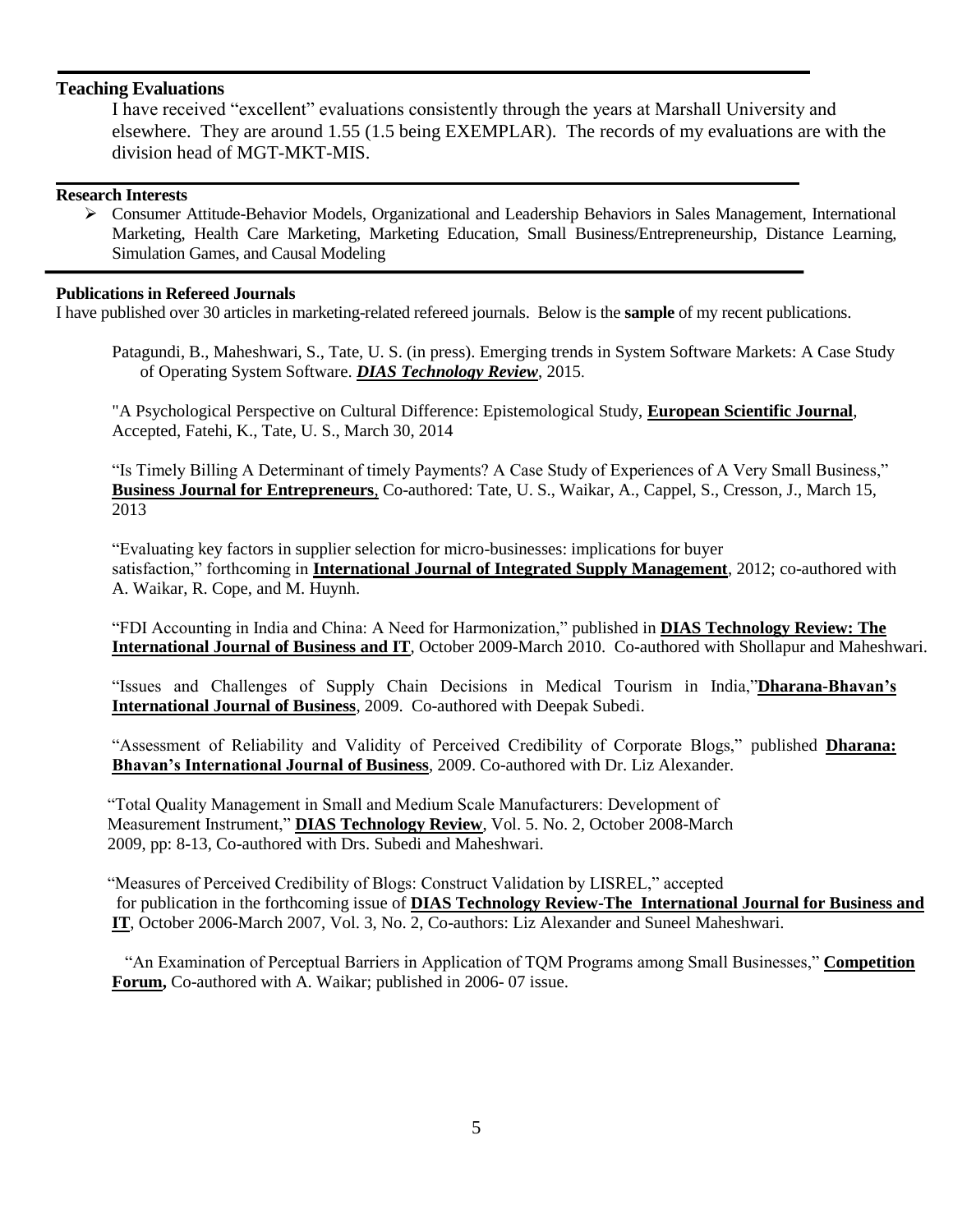## Teaching Evaluations

I have received "excellent" evaluations consistently through the years at Marshall University and elsewhere. They are around 1.55 (1.5 being EXEMPLAR). The records of my evaluations are with the division head of MGT-MKT-MIS.

## Research Interests

- Consumer Attitude-Behavior Models, Organizational and Leadership Behaviors in Sales Management, International Marketing, Health Care Marketing, Marketing Education, Small Business/Entrepreneurship, Distance Learning, Simulation Games, and Causal Modeling

## Publications in Refereed Journals

I have published over 30 articles in marketing-related refereed journals. Below is the **sample** of my recent publications.

Patagundi, B., Maheshwari, S., Tate, U. S. (in press). Emerging trends in System Software Markets: A Case Study of Operating System Software. ***DIAS Technology Review***, 2015.

"A Psychological Perspective on Cultural Difference: Epistemological Study, **European Scientific Journal**, Accepted, Fatehi, K., Tate, U. S., March 30, 2014

"Is Timely Billing A Determinant of timely Payments? A Case Study of Experiences of A Very Small Business," **Business Journal for Entrepreneurs**, Co-authored: Tate, U. S., Waikar, A., Cappel, S., Cresson, J., March 15, 2013

"Evaluating key factors in supplier selection for micro-businesses: implications for buyer satisfaction," forthcoming in **International Journal of Integrated Supply Management**, 2012; co-authored with A. Waikar, R. Cope, and M. Huynh.

"FDI Accounting in India and China: A Need for Harmonization," published in **DIAS Technology Review: The International Journal of Business and IT**, October 2009-March 2010. Co-authored with Shollapur and Maheshwari.

"Issues and Challenges of Supply Chain Decisions in Medical Tourism in India,"**Dharana-Bhavan's International Journal of Business**, 2009. Co-authored with Deepak Subedi.

"Assessment of Reliability and Validity of Perceived Credibility of Corporate Blogs," published **Dharana: Bhavan's International Journal of Business**, 2009. Co-authored with Dr. Liz Alexander.

"Total Quality Management in Small and Medium Scale Manufacturers: Development of Measurement Instrument," **DIAS Technology Review**, Vol. 5. No. 2, October 2008-March 2009, pp: 8-13, Co-authored with Drs. Subedi and Maheshwari.

"Measures of Perceived Credibility of Blogs: Construct Validation by LISREL," accepted for publication in the forthcoming issue of **DIAS Technology Review-The International Journal for Business and IT**, October 2006-March 2007, Vol. 3, No. 2, Co-authors: Liz Alexander and Suneel Maheshwari.

"An Examination of Perceptual Barriers in Application of TQM Programs among Small Businesses," **Competition Forum,** Co-authored with A. Waikar; published in 2006- 07 issue.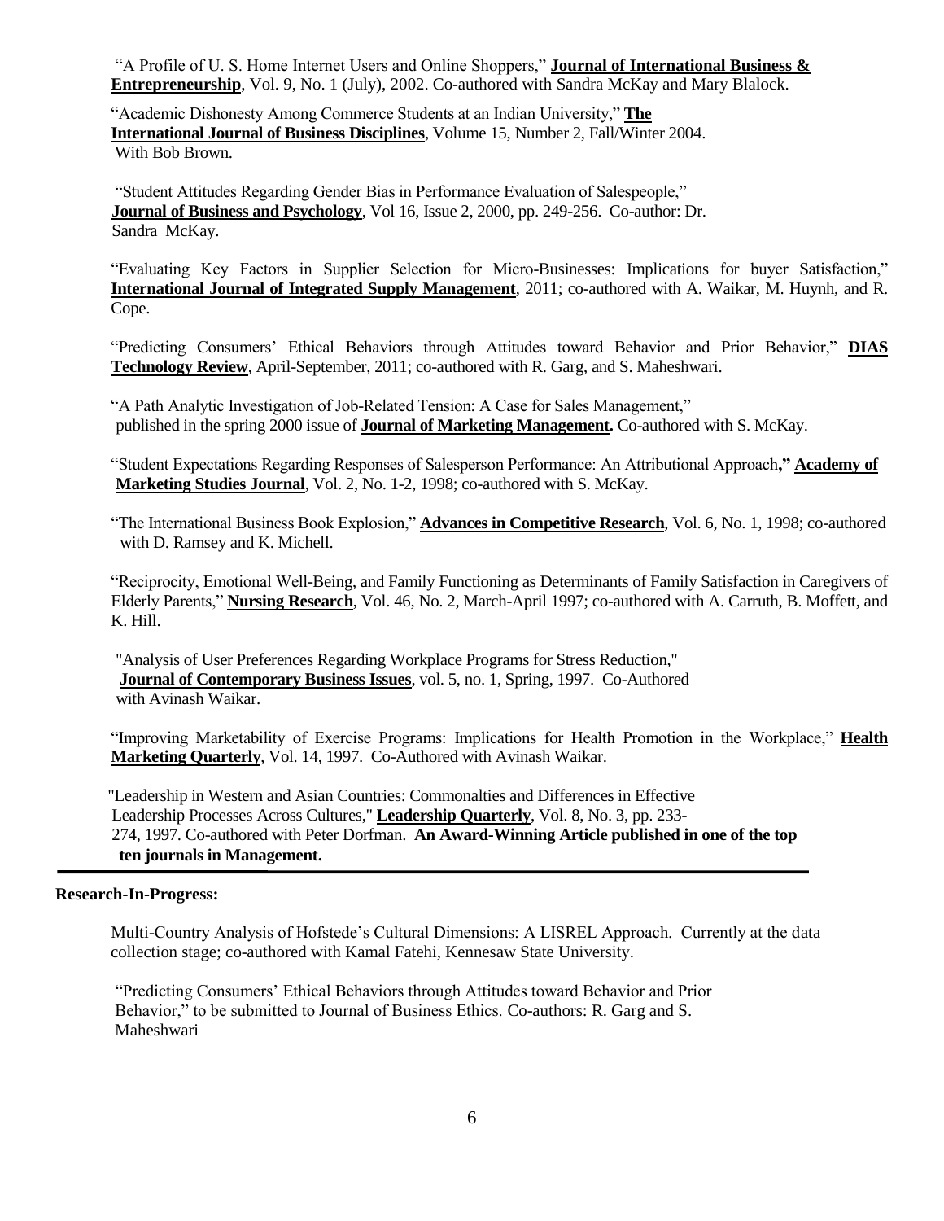"A Profile of U. S. Home Internet Users and Online Shoppers," **Journal of International Business & Entrepreneurship**, Vol. 9, No. 1 (July), 2002. Co-authored with Sandra McKay and Mary Blalock.

"Academic Dishonesty Among Commerce Students at an Indian University," **The International Journal of Business Disciplines**, Volume 15, Number 2, Fall/Winter 2004. With Bob Brown.

"Student Attitudes Regarding Gender Bias in Performance Evaluation of Salespeople," **Journal of Business and Psychology**, Vol 16, Issue 2, 2000, pp. 249-256. Co-author: Dr. Sandra McKay.

"Evaluating Key Factors in Supplier Selection for Micro-Businesses: Implications for buyer Satisfaction," **International Journal of Integrated Supply Management**, 2011; co-authored with A. Waikar, M. Huynh, and R. Cope.

"Predicting Consumers' Ethical Behaviors through Attitudes toward Behavior and Prior Behavior," **DIAS Technology Review**, April-September, 2011; co-authored with R. Garg, and S. Maheshwari.

"A Path Analytic Investigation of Job-Related Tension: A Case for Sales Management," published in the spring 2000 issue of **Journal of Marketing Management.** Co-authored with S. McKay.

"Student Expectations Regarding Responses of Salesperson Performance: An Attributional Approach**," Academy of Marketing Studies Journal**, Vol. 2, No. 1-2, 1998; co-authored with S. McKay.

"The International Business Book Explosion," **Advances in Competitive Research**, Vol. 6, No. 1, 1998; co-authored with D. Ramsey and K. Michell.

"Reciprocity, Emotional Well-Being, and Family Functioning as Determinants of Family Satisfaction in Caregivers of Elderly Parents," **Nursing Research**, Vol. 46, No. 2, March-April 1997; co-authored with A. Carruth, B. Moffett, and K. Hill.

"Analysis of User Preferences Regarding Workplace Programs for Stress Reduction," **Journal of Contemporary Business Issues**, vol. 5, no. 1, Spring, 1997. Co-Authored with Avinash Waikar.

"Improving Marketability of Exercise Programs: Implications for Health Promotion in the Workplace," **Health Marketing Quarterly**, Vol. 14, 1997. Co-Authored with Avinash Waikar.

"Leadership in Western and Asian Countries: Commonalties and Differences in Effective Leadership Processes Across Cultures," **Leadership Quarterly**, Vol. 8, No. 3, pp. 233-274, 1997. Co-authored with Peter Dorfman. **An Award-Winning Article published in one of the top ten journals in Management.**

---

**Research-In-Progress:**

Multi-Country Analysis of Hofstede's Cultural Dimensions: A LISREL Approach. Currently at the data collection stage; co-authored with Kamal Fatehi, Kennesaw State University.

"Predicting Consumers' Ethical Behaviors through Attitudes toward Behavior and Prior Behavior," to be submitted to Journal of Business Ethics. Co-authors: R. Garg and S. Maheshwari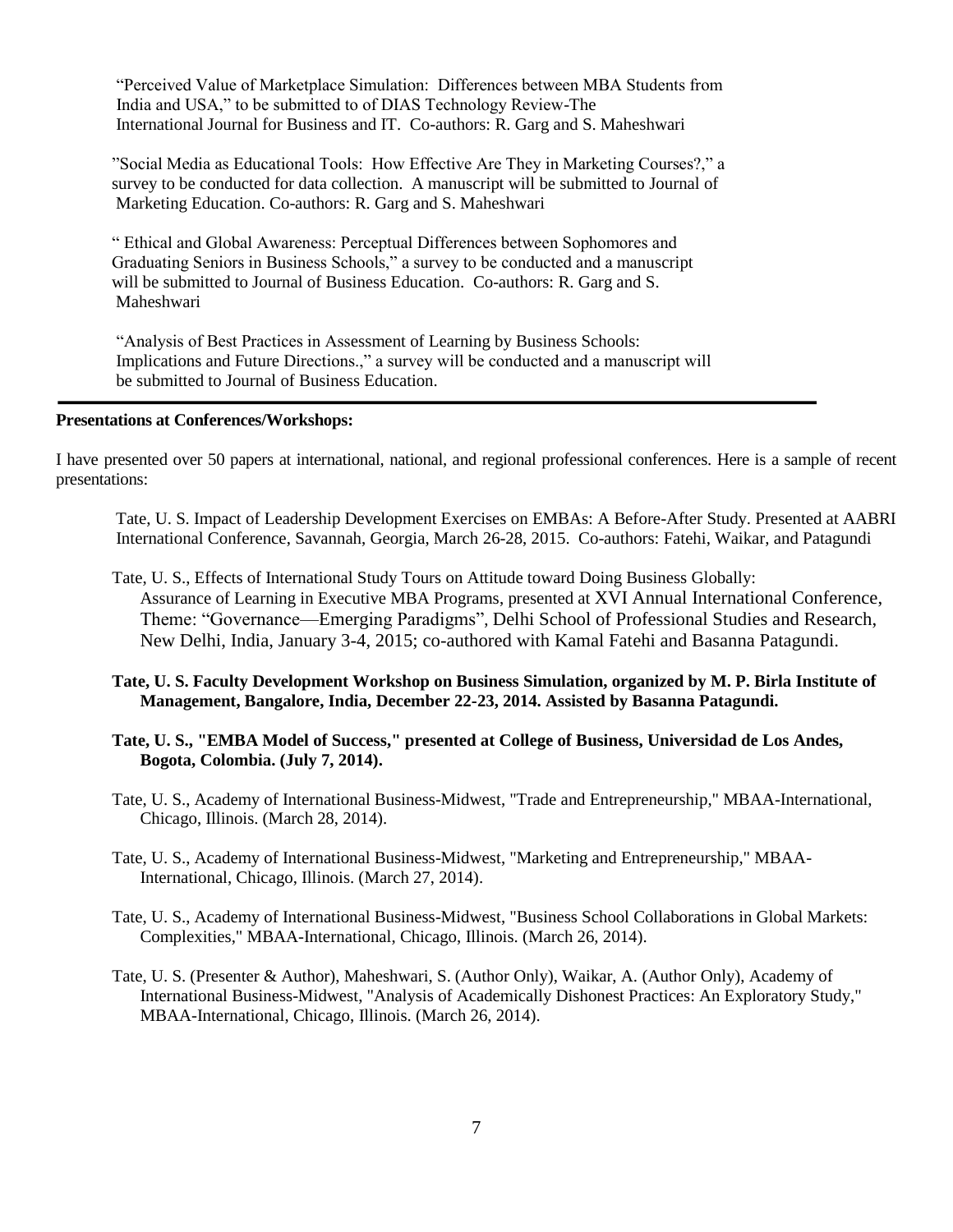"Perceived Value of Marketplace Simulation: Differences between MBA Students from India and USA," to be submitted to of DIAS Technology Review-The International Journal for Business and IT. Co-authors: R. Garg and S. Maheshwari

"Social Media as Educational Tools: How Effective Are They in Marketing Courses?," a survey to be conducted for data collection. A manuscript will be submitted to Journal of Marketing Education. Co-authors: R. Garg and S. Maheshwari

" Ethical and Global Awareness: Perceptual Differences between Sophomores and Graduating Seniors in Business Schools," a survey to be conducted and a manuscript will be submitted to Journal of Business Education. Co-authors: R. Garg and S. Maheshwari

"Analysis of Best Practices in Assessment of Learning by Business Schools: Implications and Future Directions.," a survey will be conducted and a manuscript will be submitted to Journal of Business Education.

---

**Presentations at Conferences/Workshops:**

I have presented over 50 papers at international, national, and regional professional conferences. Here is a sample of recent presentations:

Tate, U. S. Impact of Leadership Development Exercises on EMBAs: A Before-After Study. Presented at AABRI International Conference, Savannah, Georgia, March 26-28, 2015. Co-authors: Fatehi, Waikar, and Patagundi

Tate, U. S., Effects of International Study Tours on Attitude toward Doing Business Globally: Assurance of Learning in Executive MBA Programs, presented at XVI Annual International Conference, Theme: "Governance—Emerging Paradigms", Delhi School of Professional Studies and Research, New Delhi, India, January 3-4, 2015; co-authored with Kamal Fatehi and Basanna Patagundi.

**Tate, U. S. Faculty Development Workshop on Business Simulation, organized by M. P. Birla Institute of Management, Bangalore, India, December 22-23, 2014. Assisted by Basanna Patagundi.**

**Tate, U. S., "EMBA Model of Success," presented at College of Business, Universidad de Los Andes, Bogota, Colombia. (July 7, 2014).**

Tate, U. S., Academy of International Business-Midwest, "Trade and Entrepreneurship," MBAA-International, Chicago, Illinois. (March 28, 2014).

Tate, U. S., Academy of International Business-Midwest, "Marketing and Entrepreneurship," MBAA-International, Chicago, Illinois. (March 27, 2014).

Tate, U. S., Academy of International Business-Midwest, "Business School Collaborations in Global Markets: Complexities," MBAA-International, Chicago, Illinois. (March 26, 2014).

Tate, U. S. (Presenter & Author), Maheshwari, S. (Author Only), Waikar, A. (Author Only), Academy of International Business-Midwest, "Analysis of Academically Dishonest Practices: An Exploratory Study," MBAA-International, Chicago, Illinois. (March 26, 2014).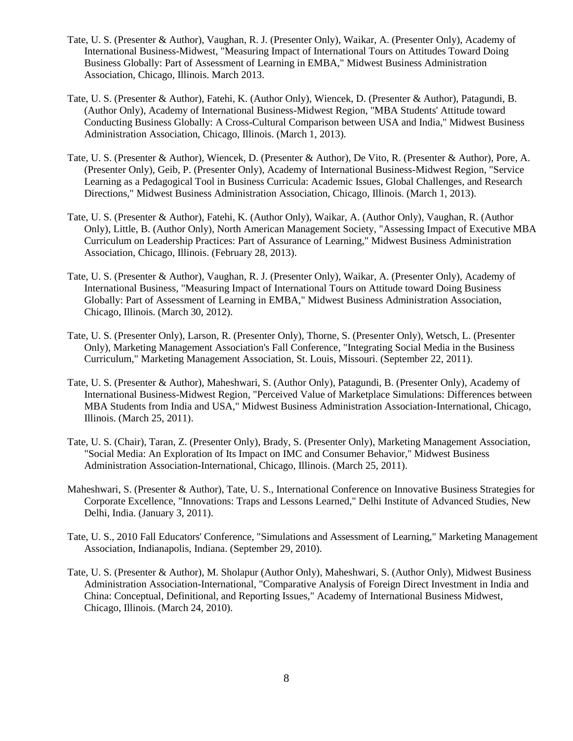Tate, U. S. (Presenter & Author), Vaughan, R. J. (Presenter Only), Waikar, A. (Presenter Only), Academy of International Business-Midwest, "Measuring Impact of International Tours on Attitudes Toward Doing Business Globally: Part of Assessment of Learning in EMBA," Midwest Business Administration Association, Chicago, Illinois. March 2013.

Tate, U. S. (Presenter & Author), Fatehi, K. (Author Only), Wiencek, D. (Presenter & Author), Patagundi, B. (Author Only), Academy of International Business-Midwest Region, "MBA Students' Attitude toward Conducting Business Globally: A Cross-Cultural Comparison between USA and India," Midwest Business Administration Association, Chicago, Illinois. (March 1, 2013).

Tate, U. S. (Presenter & Author), Wiencek, D. (Presenter & Author), De Vito, R. (Presenter & Author), Pore, A. (Presenter Only), Geib, P. (Presenter Only), Academy of International Business-Midwest Region, "Service Learning as a Pedagogical Tool in Business Curricula: Academic Issues, Global Challenges, and Research Directions," Midwest Business Administration Association, Chicago, Illinois. (March 1, 2013).

Tate, U. S. (Presenter & Author), Fatehi, K. (Author Only), Waikar, A. (Author Only), Vaughan, R. (Author Only), Little, B. (Author Only), North American Management Society, "Assessing Impact of Executive MBA Curriculum on Leadership Practices: Part of Assurance of Learning," Midwest Business Administration Association, Chicago, Illinois. (February 28, 2013).

Tate, U. S. (Presenter & Author), Vaughan, R. J. (Presenter Only), Waikar, A. (Presenter Only), Academy of International Business, "Measuring Impact of International Tours on Attitude toward Doing Business Globally: Part of Assessment of Learning in EMBA," Midwest Business Administration Association, Chicago, Illinois. (March 30, 2012).

Tate, U. S. (Presenter Only), Larson, R. (Presenter Only), Thorne, S. (Presenter Only), Wetsch, L. (Presenter Only), Marketing Management Association's Fall Conference, "Integrating Social Media in the Business Curriculum," Marketing Management Association, St. Louis, Missouri. (September 22, 2011).

Tate, U. S. (Presenter & Author), Maheshwari, S. (Author Only), Patagundi, B. (Presenter Only), Academy of International Business-Midwest Region, "Perceived Value of Marketplace Simulations: Differences between MBA Students from India and USA," Midwest Business Administration Association-International, Chicago, Illinois. (March 25, 2011).

Tate, U. S. (Chair), Taran, Z. (Presenter Only), Brady, S. (Presenter Only), Marketing Management Association, "Social Media: An Exploration of Its Impact on IMC and Consumer Behavior," Midwest Business Administration Association-International, Chicago, Illinois. (March 25, 2011).

Maheshwari, S. (Presenter & Author), Tate, U. S., International Conference on Innovative Business Strategies for Corporate Excellence, "Innovations: Traps and Lessons Learned," Delhi Institute of Advanced Studies, New Delhi, India. (January 3, 2011).

Tate, U. S., 2010 Fall Educators' Conference, "Simulations and Assessment of Learning," Marketing Management Association, Indianapolis, Indiana. (September 29, 2010).

Tate, U. S. (Presenter & Author), M. Sholapur (Author Only), Maheshwari, S. (Author Only), Midwest Business Administration Association-International, "Comparative Analysis of Foreign Direct Investment in India and China: Conceptual, Definitional, and Reporting Issues," Academy of International Business Midwest, Chicago, Illinois. (March 24, 2010).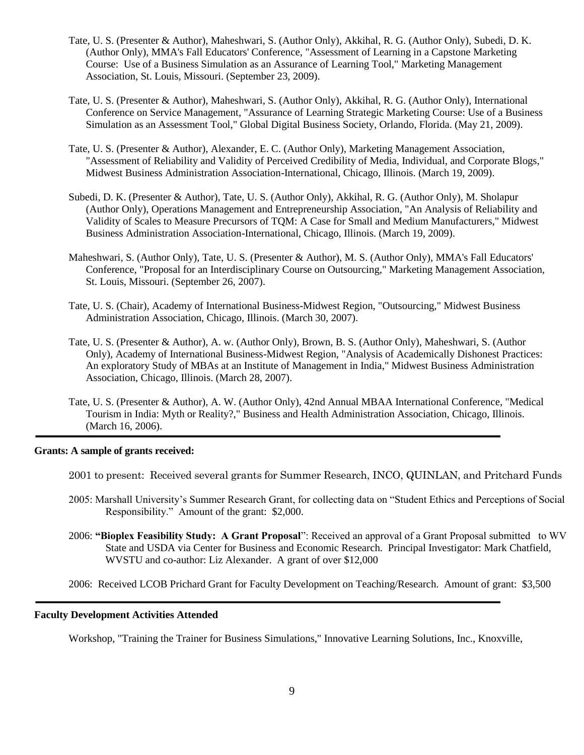Tate, U. S. (Presenter & Author), Maheshwari, S. (Author Only), Akkihal, R. G. (Author Only), Subedi, D. K. (Author Only), MMA's Fall Educators' Conference, "Assessment of Learning in a Capstone Marketing Course: Use of a Business Simulation as an Assurance of Learning Tool," Marketing Management Association, St. Louis, Missouri. (September 23, 2009).

Tate, U. S. (Presenter & Author), Maheshwari, S. (Author Only), Akkihal, R. G. (Author Only), International Conference on Service Management, "Assurance of Learning Strategic Marketing Course: Use of a Business Simulation as an Assessment Tool," Global Digital Business Society, Orlando, Florida. (May 21, 2009).

Tate, U. S. (Presenter & Author), Alexander, E. C. (Author Only), Marketing Management Association, "Assessment of Reliability and Validity of Perceived Credibility of Media, Individual, and Corporate Blogs," Midwest Business Administration Association-International, Chicago, Illinois. (March 19, 2009).

Subedi, D. K. (Presenter & Author), Tate, U. S. (Author Only), Akkihal, R. G. (Author Only), M. Sholapur (Author Only), Operations Management and Entrepreneurship Association, "An Analysis of Reliability and Validity of Scales to Measure Precursors of TQM: A Case for Small and Medium Manufacturers," Midwest Business Administration Association-International, Chicago, Illinois. (March 19, 2009).

Maheshwari, S. (Author Only), Tate, U. S. (Presenter & Author), M. S. (Author Only), MMA's Fall Educators' Conference, "Proposal for an Interdisciplinary Course on Outsourcing," Marketing Management Association, St. Louis, Missouri. (September 26, 2007).

Tate, U. S. (Chair), Academy of International Business-Midwest Region, "Outsourcing," Midwest Business Administration Association, Chicago, Illinois. (March 30, 2007).

Tate, U. S. (Presenter & Author), A. w. (Author Only), Brown, B. S. (Author Only), Maheshwari, S. (Author Only), Academy of International Business-Midwest Region, "Analysis of Academically Dishonest Practices: An exploratory Study of MBAs at an Institute of Management in India," Midwest Business Administration Association, Chicago, Illinois. (March 28, 2007).

Tate, U. S. (Presenter & Author), A. W. (Author Only), 42nd Annual MBAA International Conference, "Medical Tourism in India: Myth or Reality?," Business and Health Administration Association, Chicago, Illinois. (March 16, 2006).

---

**Grants: A sample of grants received:**

2001 to present: Received several grants for Summer Research, INCO, QUINLAN, and Pritchard Funds

2005: Marshall University's Summer Research Grant, for collecting data on "Student Ethics and Perceptions of Social Responsibility." Amount of the grant: $2,000.

2006: **"Bioplex Feasibility Study: A Grant Proposal"**: Received an approval of a Grant Proposal submitted to WV State and USDA via Center for Business and Economic Research. Principal Investigator: Mark Chatfield, WVSTU and co-author: Liz Alexander. A grant of over $12,000

2006: Received LCOB Prichard Grant for Faculty Development on Teaching/Research. Amount of grant: $3,500

---

**Faculty Development Activities Attended**

Workshop, "Training the Trainer for Business Simulations," Innovative Learning Solutions, Inc., Knoxville,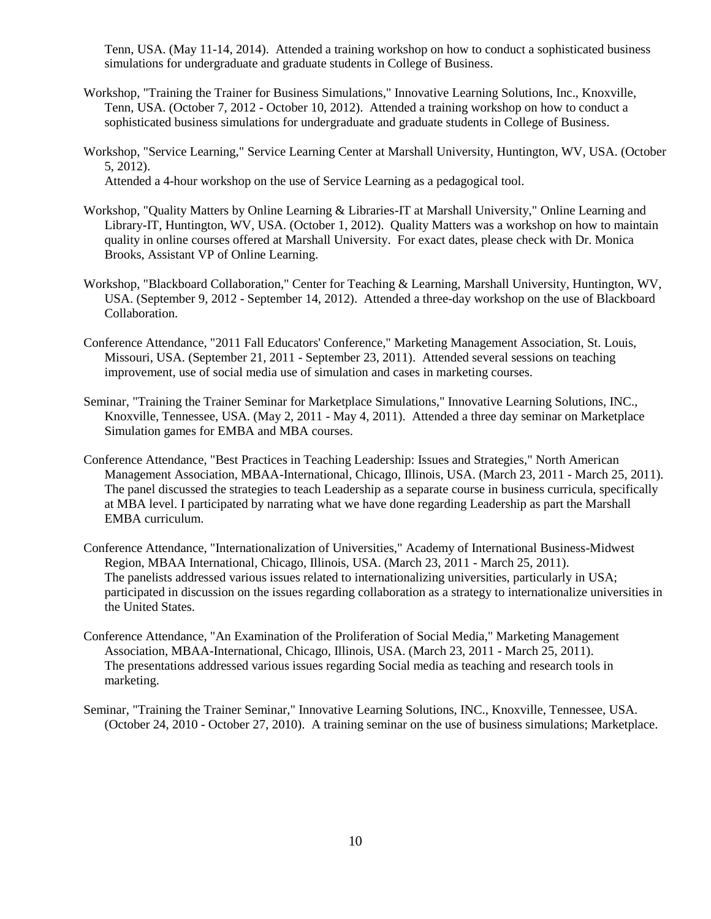Tenn, USA. (May 11-14, 2014). Attended a training workshop on how to conduct a sophisticated business simulations for undergraduate and graduate students in College of Business.

Workshop, "Training the Trainer for Business Simulations," Innovative Learning Solutions, Inc., Knoxville, Tenn, USA. (October 7, 2012 - October 10, 2012). Attended a training workshop on how to conduct a sophisticated business simulations for undergraduate and graduate students in College of Business.

Workshop, "Service Learning," Service Learning Center at Marshall University, Huntington, WV, USA. (October 5, 2012).
Attended a 4-hour workshop on the use of Service Learning as a pedagogical tool.

Workshop, "Quality Matters by Online Learning & Libraries-IT at Marshall University," Online Learning and Library-IT, Huntington, WV, USA. (October 1, 2012). Quality Matters was a workshop on how to maintain quality in online courses offered at Marshall University. For exact dates, please check with Dr. Monica Brooks, Assistant VP of Online Learning.

Workshop, "Blackboard Collaboration," Center for Teaching & Learning, Marshall University, Huntington, WV, USA. (September 9, 2012 - September 14, 2012). Attended a three-day workshop on the use of Blackboard Collaboration.

Conference Attendance, "2011 Fall Educators' Conference," Marketing Management Association, St. Louis, Missouri, USA. (September 21, 2011 - September 23, 2011). Attended several sessions on teaching improvement, use of social media use of simulation and cases in marketing courses.

Seminar, "Training the Trainer Seminar for Marketplace Simulations," Innovative Learning Solutions, INC., Knoxville, Tennessee, USA. (May 2, 2011 - May 4, 2011). Attended a three day seminar on Marketplace Simulation games for EMBA and MBA courses.

Conference Attendance, "Best Practices in Teaching Leadership: Issues and Strategies," North American Management Association, MBAA-International, Chicago, Illinois, USA. (March 23, 2011 - March 25, 2011). The panel discussed the strategies to teach Leadership as a separate course in business curricula, specifically at MBA level. I participated by narrating what we have done regarding Leadership as part the Marshall EMBA curriculum.

Conference Attendance, "Internationalization of Universities," Academy of International Business-Midwest Region, MBAA International, Chicago, Illinois, USA. (March 23, 2011 - March 25, 2011).
The panelists addressed various issues related to internationalizing universities, particularly in USA; participated in discussion on the issues regarding collaboration as a strategy to internationalize universities in the United States.

Conference Attendance, "An Examination of the Proliferation of Social Media," Marketing Management Association, MBAA-International, Chicago, Illinois, USA. (March 23, 2011 - March 25, 2011).
The presentations addressed various issues regarding Social media as teaching and research tools in marketing.

Seminar, "Training the Trainer Seminar," Innovative Learning Solutions, INC., Knoxville, Tennessee, USA. (October 24, 2010 - October 27, 2010). A training seminar on the use of business simulations; Marketplace.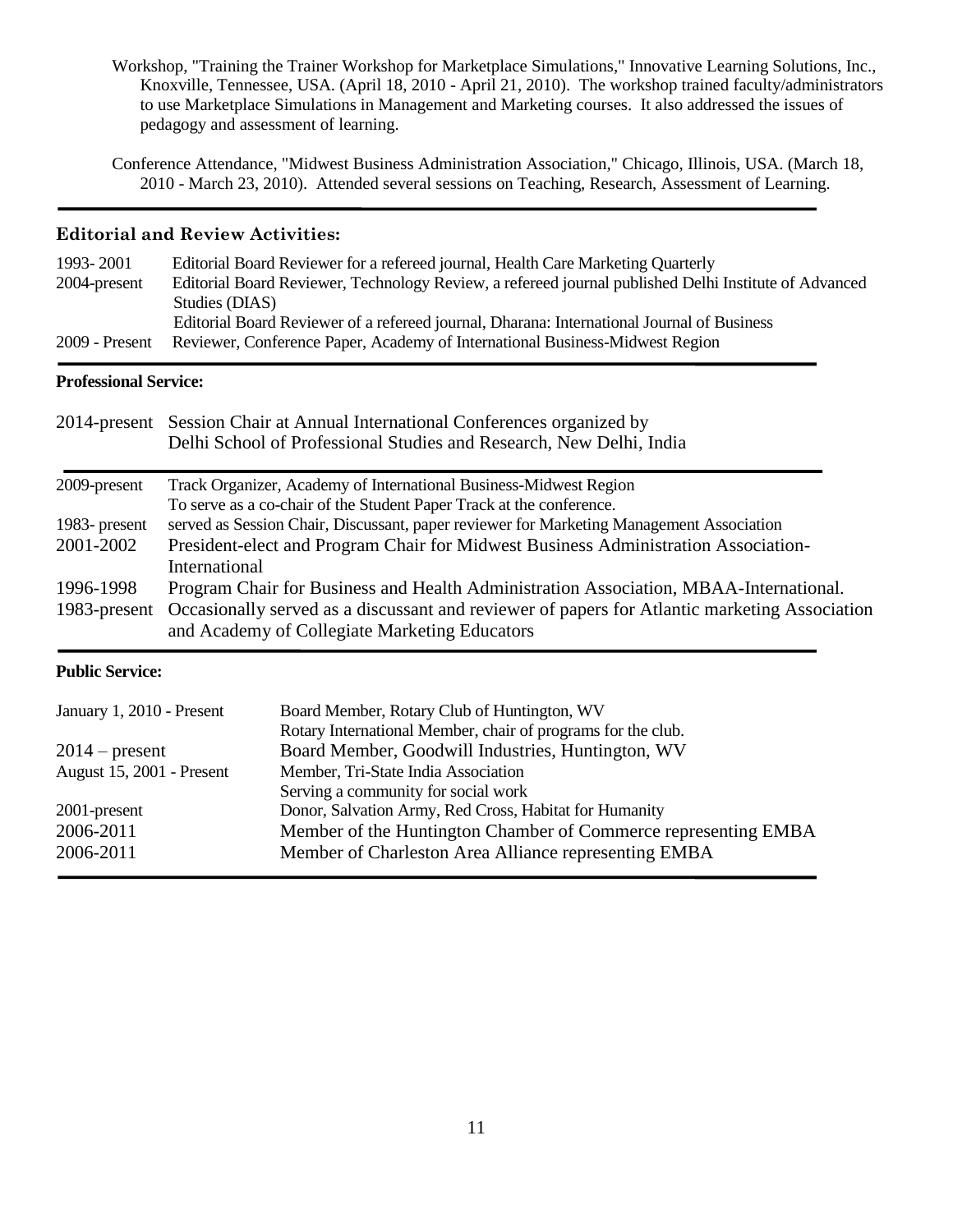Workshop, "Training the Trainer Workshop for Marketplace Simulations," Innovative Learning Solutions, Inc., Knoxville, Tennessee, USA. (April 18, 2010 - April 21, 2010). The workshop trained faculty/administrators to use Marketplace Simulations in Management and Marketing courses. It also addressed the issues of pedagogy and assessment of learning.

Conference Attendance, "Midwest Business Administration Association," Chicago, Illinois, USA. (March 18, 2010 - March 23, 2010). Attended several sessions on Teaching, Research, Assessment of Learning.

---

### Editorial and Review Activities:

| | |
|---|---|
| 1993- 2001 | Editorial Board Reviewer for a refereed journal, Health Care Marketing Quarterly |
| 2004-present | Editorial Board Reviewer, Technology Review, a refereed journal published Delhi Institute of Advanced Studies (DIAS) |
| | Editorial Board Reviewer of a refereed journal, Dharana: International Journal of Business |
| 2009 - Present | Reviewer, Conference Paper, Academy of International Business-Midwest Region |

---

**Professional Service:**

| | |
|---|---|
| 2014-present | Session Chair at Annual International Conferences organized by Delhi School of Professional Studies and Research, New Delhi, India |

---

| | |
|---|---|
| 2009-present | Track Organizer, Academy of International Business-Midwest Region<br>To serve as a co-chair of the Student Paper Track at the conference. |
| 1983- present | served as Session Chair, Discussant, paper reviewer for Marketing Management Association |
| 2001-2002 | President-elect and Program Chair for Midwest Business Administration Association-International |
| 1996-1998 | Program Chair for Business and Health Administration Association, MBAA-International. |
| 1983-present | Occasionally served as a discussant and reviewer of papers for Atlantic marketing Association and Academy of Collegiate Marketing Educators |

---

**Public Service:**

| | |
|---|---|
| January 1, 2010 - Present | Board Member, Rotary Club of Huntington, WV<br>Rotary International Member, chair of programs for the club. |
| 2014 – present | Board Member, Goodwill Industries, Huntington, WV |
| August 15, 2001 - Present | Member, Tri-State India Association<br>Serving a community for social work |
| 2001-present | Donor, Salvation Army, Red Cross, Habitat for Humanity |
| 2006-2011 | Member of the Huntington Chamber of Commerce representing EMBA |
| 2006-2011 | Member of Charleston Area Alliance representing EMBA |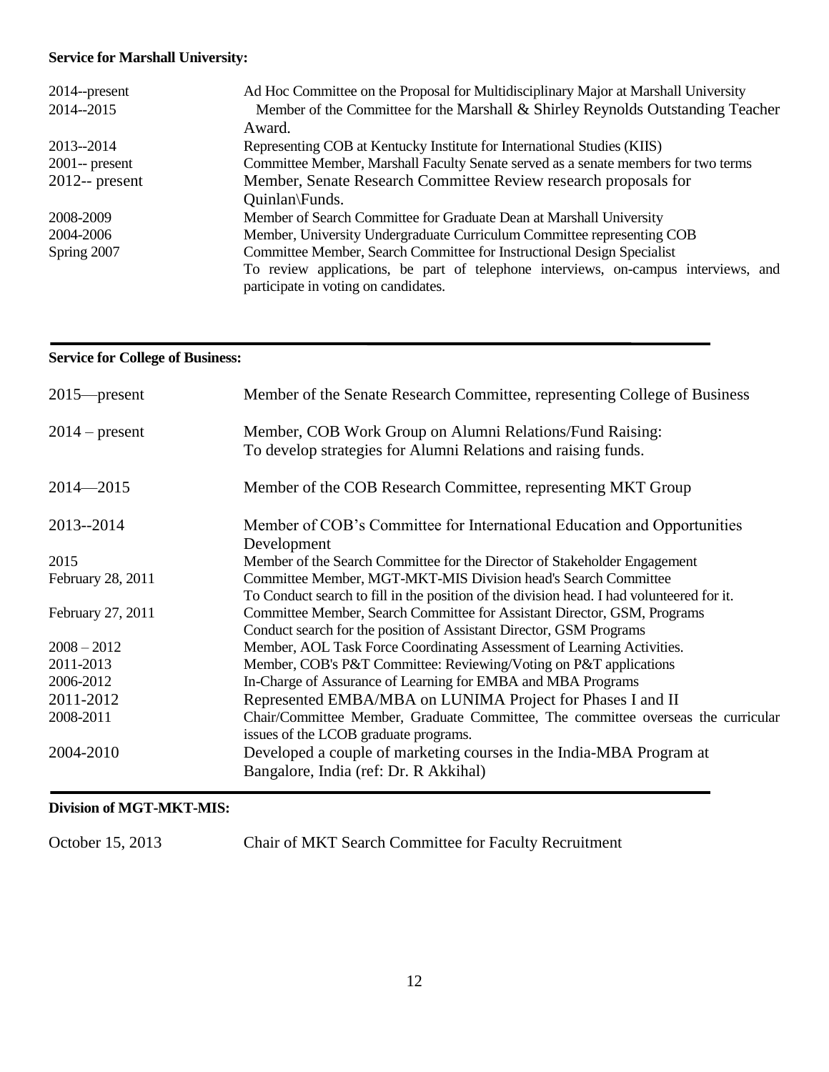**Service for Marshall University:**

| | |
|---|---|
| 2014--present | Ad Hoc Committee on the Proposal for Multidisciplinary Major at Marshall University |
| 2014--2015 | Member of the Committee for the Marshall & Shirley Reynolds Outstanding Teacher Award. |
| 2013--2014 | Representing COB at Kentucky Institute for International Studies (KIIS) |
| 2001-- present | Committee Member, Marshall Faculty Senate served as a senate members for two terms |
| 2012-- present | Member, Senate Research Committee Review research proposals for Quinlan\Funds. |
| 2008-2009 | Member of Search Committee for Graduate Dean at Marshall University |
| 2004-2006 | Member, University Undergraduate Curriculum Committee representing COB |
| Spring 2007 | Committee Member, Search Committee for Instructional Design Specialist<br>To review applications, be part of telephone interviews, on-campus interviews, and participate in voting on candidates. |

---

**Service for College of Business:**

| | |
|---|---|
| 2015—present | Member of the Senate Research Committee, representing College of Business |
| 2014 – present | Member, COB Work Group on Alumni Relations/Fund Raising:<br>To develop strategies for Alumni Relations and raising funds. |
| 2014—2015 | Member of the COB Research Committee, representing MKT Group |
| 2013--2014 | Member of COB's Committee for International Education and Opportunities Development |
| 2015 | Member of the Search Committee for the Director of Stakeholder Engagement |
| February 28, 2011 | Committee Member, MGT-MKT-MIS Division head's Search Committee<br>To Conduct search to fill in the position of the division head. I had volunteered for it. |
| February 27, 2011 | Committee Member, Search Committee for Assistant Director, GSM, Programs<br>Conduct search for the position of Assistant Director, GSM Programs |
| 2008 – 2012 | Member, AOL Task Force Coordinating Assessment of Learning Activities. |
| 2011-2013 | Member, COB's P&T Committee: Reviewing/Voting on P&T applications |
| 2006-2012 | In-Charge of Assurance of Learning for EMBA and MBA Programs |
| 2011-2012 | Represented EMBA/MBA on LUNIMA Project for Phases I and II |
| 2008-2011 | Chair/Committee Member, Graduate Committee, The committee overseas the curricular issues of the LCOB graduate programs. |
| 2004-2010 | Developed a couple of marketing courses in the India-MBA Program at Bangalore, India (ref: Dr. R Akkihal) |

---

**Division of MGT-MKT-MIS:**

| | |
|---|---|
| October 15, 2013 | Chair of MKT Search Committee for Faculty Recruitment |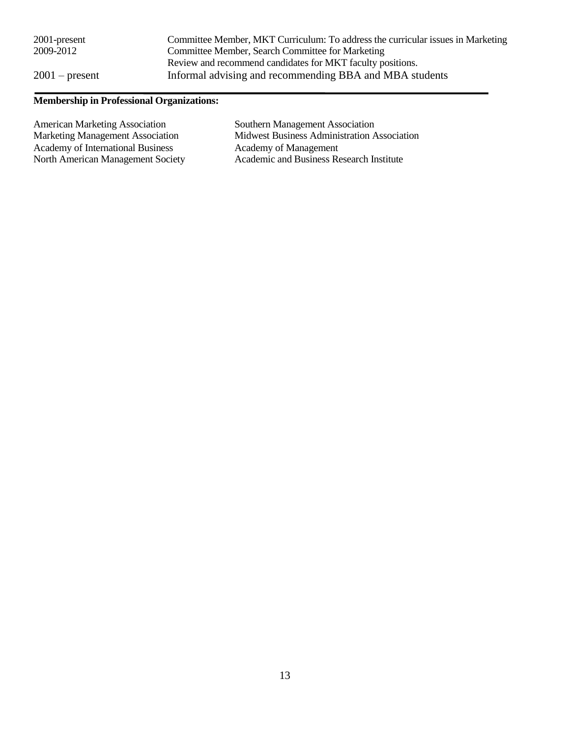| | |
|---|---|
| 2001-present | Committee Member, MKT Curriculum: To address the curricular issues in Marketing |
| 2009-2012 | Committee Member, Search Committee for Marketing<br>Review and recommend candidates for MKT faculty positions. |
| 2001 – present | Informal advising and recommending BBA and MBA students |

---

**Membership in Professional Organizations:**

| | |
|---|---|
| American Marketing Association | Southern Management Association |
| Marketing Management Association | Midwest Business Administration Association |
| Academy of International Business | Academy of Management |
| North American Management Society | Academic and Business Research Institute |